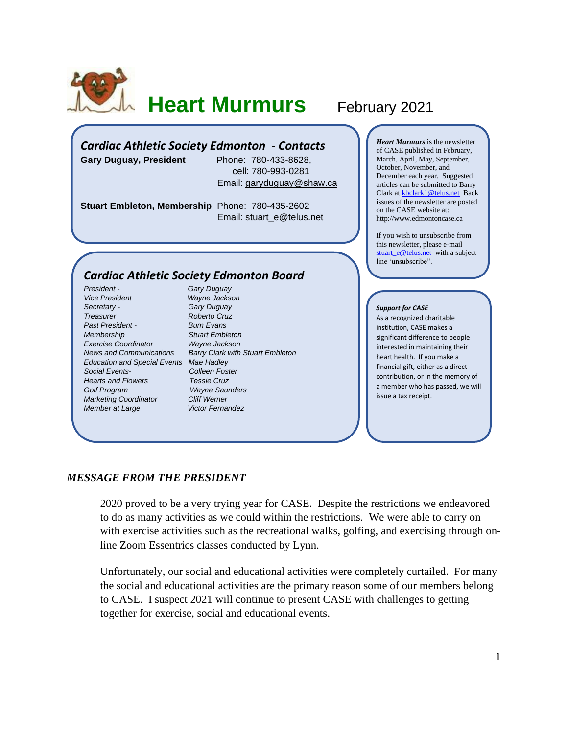# Heart Murmurs

February 2021

## *Cardiac Athletic Society Edmonton - Contacts*

**Gary Duguay, President** Phone: 780-433-8628,
cell: 780-993-0281
Email: garyduguay@shaw.ca

**Stuart Embleton, Membership** Phone: 780-435-2602
Email: stuart_e@telus.net

## *Cardiac Athletic Society Edmonton Board*

| | |
|---|---|
| *President -* | *Gary Duguay* |
| *Vice President* | *Wayne Jackson* |
| *Secretary -* | *Gary Duguay* |
| *Treasurer* | *Roberto Cruz* |
| *Past President -* | *Burn Evans* |
| *Membership* | *Stuart Embleton* |
| *Exercise Coordinator* | *Wayne Jackson* |
| *News and Communications* | *Barry Clark with Stuart Embleton* |
| *Education and Special Events* | *Mae Hadley* |
| *Social Events-* | *Colleen Foster* |
| *Hearts and Flowers* | *Tessie Cruz* |
| *Golf Program* | *Wayne Saunders* |
| *Marketing Coordinator* | *Cliff Werner* |
| *Member at Large* | *Victor Fernandez* |

***Heart Murmurs*** is the newsletter of CASE published in February, March, April, May, September, October, November, and December each year. Suggested articles can be submitted to Barry Clark at kbclark1@telus.net Back issues of the newsletter are posted on the CASE website at: http://www.edmontoncase.ca

If you wish to unsubscribe from this newsletter, please e-mail stuart_e@telus.net with a subject line 'unsubscribe".

***Support for CASE***

As a recognized charitable institution, CASE makes a significant difference to people interested in maintaining their heart health. If you make a financial gift, either as a direct contribution, or in the memory of a member who has passed, we will issue a tax receipt.

### *MESSAGE FROM THE PRESIDENT*

2020 proved to be a very trying year for CASE. Despite the restrictions we endeavored to do as many activities as we could within the restrictions. We were able to carry on with exercise activities such as the recreational walks, golfing, and exercising through on-line Zoom Essentrics classes conducted by Lynn.

Unfortunately, our social and educational activities were completely curtailed. For many the social and educational activities are the primary reason some of our members belong to CASE. I suspect 2021 will continue to present CASE with challenges to getting together for exercise, social and educational events.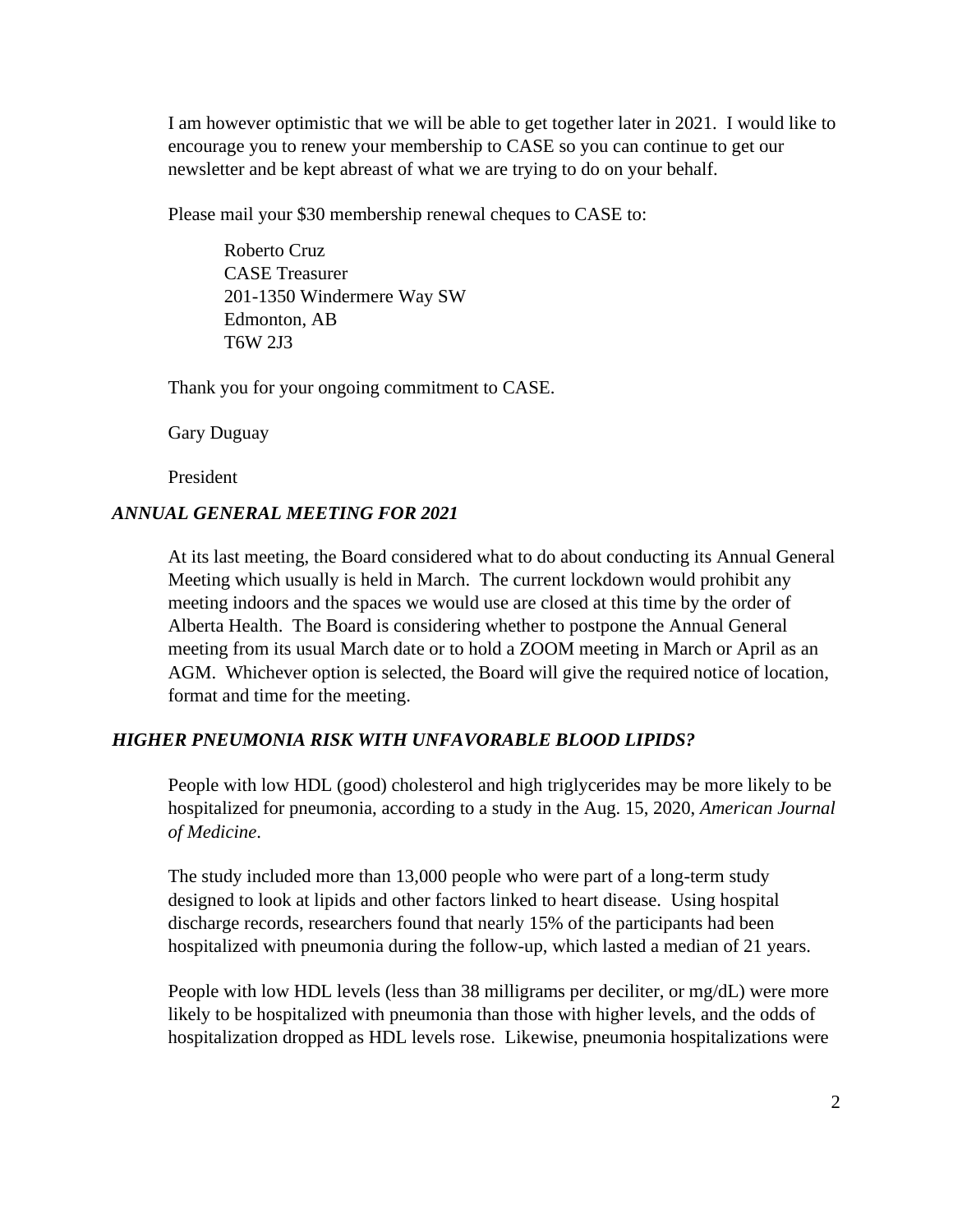I am however optimistic that we will be able to get together later in 2021. I would like to encourage you to renew your membership to CASE so you can continue to get our newsletter and be kept abreast of what we are trying to do on your behalf.

Please mail your $30 membership renewal cheques to CASE to:

> Roberto Cruz
> CASE Treasurer
> 201-1350 Windermere Way SW
> Edmonton, AB
> T6W 2J3

Thank you for your ongoing commitment to CASE.

Gary Duguay

President

### *ANNUAL GENERAL MEETING FOR 2021*

At its last meeting, the Board considered what to do about conducting its Annual General Meeting which usually is held in March. The current lockdown would prohibit any meeting indoors and the spaces we would use are closed at this time by the order of Alberta Health. The Board is considering whether to postpone the Annual General meeting from its usual March date or to hold a ZOOM meeting in March or April as an AGM. Whichever option is selected, the Board will give the required notice of location, format and time for the meeting.

### *HIGHER PNEUMONIA RISK WITH UNFAVORABLE BLOOD LIPIDS?*

People with low HDL (good) cholesterol and high triglycerides may be more likely to be hospitalized for pneumonia, according to a study in the Aug. 15, 2020, *American Journal of Medicine*.

The study included more than 13,000 people who were part of a long-term study designed to look at lipids and other factors linked to heart disease. Using hospital discharge records, researchers found that nearly 15% of the participants had been hospitalized with pneumonia during the follow-up, which lasted a median of 21 years.

People with low HDL levels (less than 38 milligrams per deciliter, or mg/dL) were more likely to be hospitalized with pneumonia than those with higher levels, and the odds of hospitalization dropped as HDL levels rose. Likewise, pneumonia hospitalizations were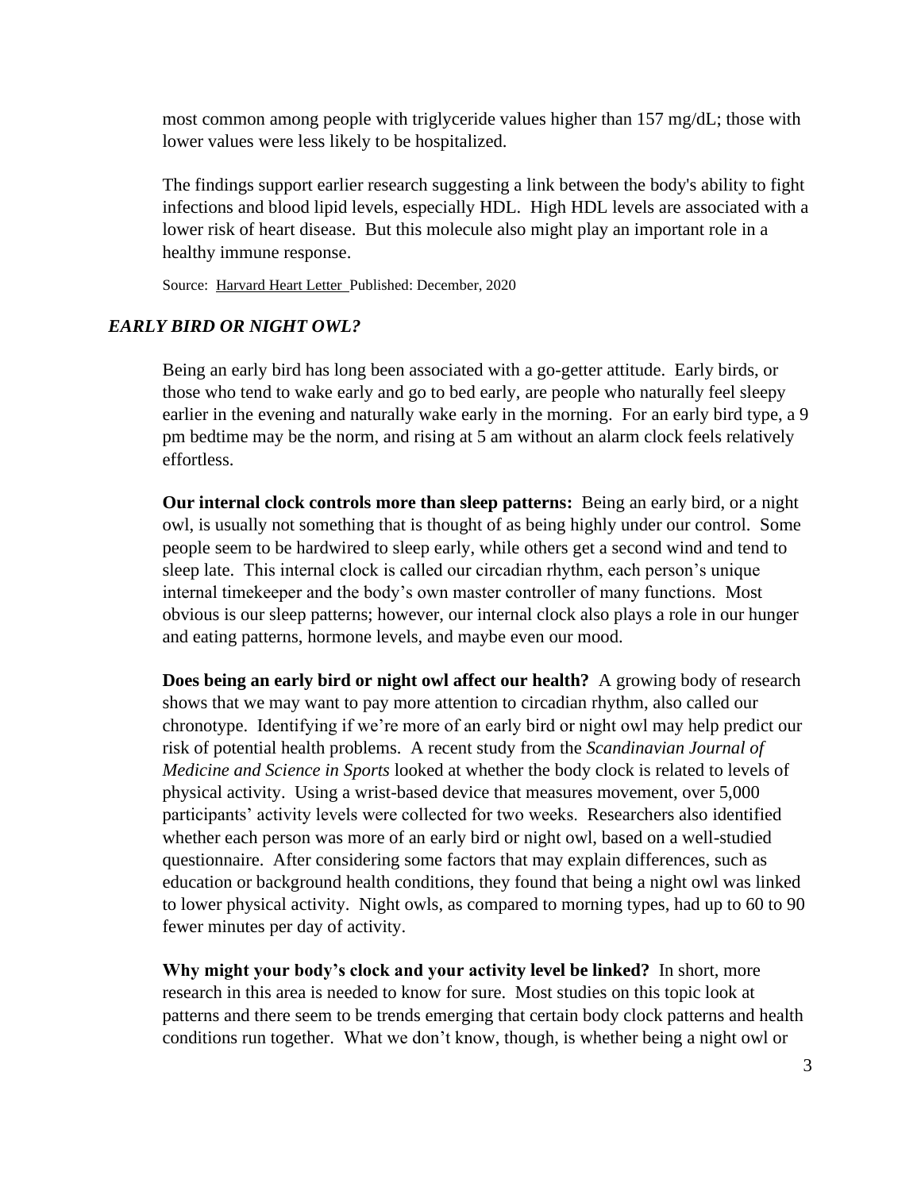most common among people with triglyceride values higher than 157 mg/dL; those with lower values were less likely to be hospitalized.

The findings support earlier research suggesting a link between the body's ability to fight infections and blood lipid levels, especially HDL. High HDL levels are associated with a lower risk of heart disease. But this molecule also might play an important role in a healthy immune response.

Source: Harvard Heart Letter Published: December, 2020

## *EARLY BIRD OR NIGHT OWL?*

Being an early bird has long been associated with a go-getter attitude. Early birds, or those who tend to wake early and go to bed early, are people who naturally feel sleepy earlier in the evening and naturally wake early in the morning. For an early bird type, a 9 pm bedtime may be the norm, and rising at 5 am without an alarm clock feels relatively effortless.

**Our internal clock controls more than sleep patterns:** Being an early bird, or a night owl, is usually not something that is thought of as being highly under our control. Some people seem to be hardwired to sleep early, while others get a second wind and tend to sleep late. This internal clock is called our circadian rhythm, each person's unique internal timekeeper and the body's own master controller of many functions. Most obvious is our sleep patterns; however, our internal clock also plays a role in our hunger and eating patterns, hormone levels, and maybe even our mood.

**Does being an early bird or night owl affect our health?** A growing body of research shows that we may want to pay more attention to circadian rhythm, also called our chronotype. Identifying if we're more of an early bird or night owl may help predict our risk of potential health problems. A recent study from the *Scandinavian Journal of Medicine and Science in Sports* looked at whether the body clock is related to levels of physical activity. Using a wrist-based device that measures movement, over 5,000 participants' activity levels were collected for two weeks. Researchers also identified whether each person was more of an early bird or night owl, based on a well-studied questionnaire. After considering some factors that may explain differences, such as education or background health conditions, they found that being a night owl was linked to lower physical activity. Night owls, as compared to morning types, had up to 60 to 90 fewer minutes per day of activity.

**Why might your body's clock and your activity level be linked?** In short, more research in this area is needed to know for sure. Most studies on this topic look at patterns and there seem to be trends emerging that certain body clock patterns and health conditions run together. What we don't know, though, is whether being a night owl or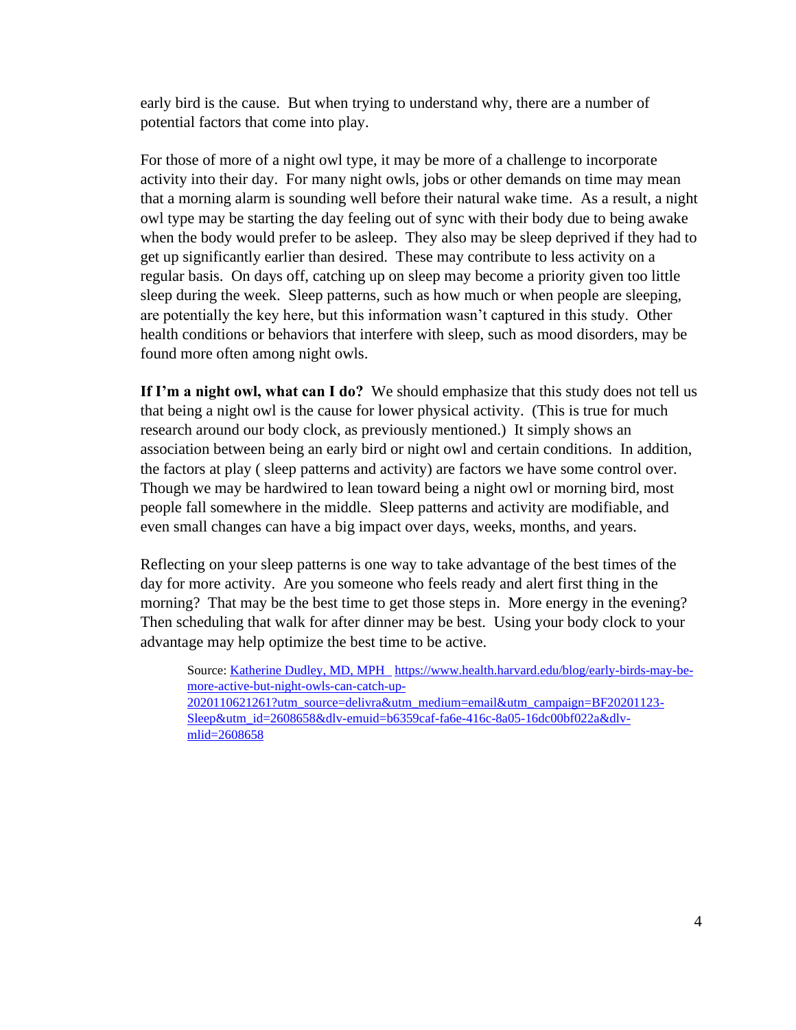early bird is the cause. But when trying to understand why, there are a number of potential factors that come into play.

For those of more of a night owl type, it may be more of a challenge to incorporate activity into their day. For many night owls, jobs or other demands on time may mean that a morning alarm is sounding well before their natural wake time. As a result, a night owl type may be starting the day feeling out of sync with their body due to being awake when the body would prefer to be asleep. They also may be sleep deprived if they had to get up significantly earlier than desired. These may contribute to less activity on a regular basis. On days off, catching up on sleep may become a priority given too little sleep during the week. Sleep patterns, such as how much or when people are sleeping, are potentially the key here, but this information wasn't captured in this study. Other health conditions or behaviors that interfere with sleep, such as mood disorders, may be found more often among night owls.

**If I'm a night owl, what can I do?** We should emphasize that this study does not tell us that being a night owl is the cause for lower physical activity. (This is true for much research around our body clock, as previously mentioned.) It simply shows an association between being an early bird or night owl and certain conditions. In addition, the factors at play ( sleep patterns and activity) are factors we have some control over. Though we may be hardwired to lean toward being a night owl or morning bird, most people fall somewhere in the middle. Sleep patterns and activity are modifiable, and even small changes can have a big impact over days, weeks, months, and years.

Reflecting on your sleep patterns is one way to take advantage of the best times of the day for more activity. Are you someone who feels ready and alert first thing in the morning? That may be the best time to get those steps in. More energy in the evening? Then scheduling that walk for after dinner may be best. Using your body clock to your advantage may help optimize the best time to be active.

Source: [Katherine Dudley, MD, MPH](https://www.health.harvard.edu/blog/early-birds-may-be-more-active-but-night-owls-can-catch-up-2020110621261?utm_source=delivra&utm_medium=email&utm_campaign=BF20201123-Sleep&utm_id=2608658&dlv-emuid=b6359caf-fa6e-416c-8a05-16dc00bf022a&dlv-mlid=2608658) https://www.health.harvard.edu/blog/early-birds-may-be-more-active-but-night-owls-can-catch-up-2020110621261?utm_source=delivra&utm_medium=email&utm_campaign=BF20201123-Sleep&utm_id=2608658&dlv-emuid=b6359caf-fa6e-416c-8a05-16dc00bf022a&dlv-mlid=2608658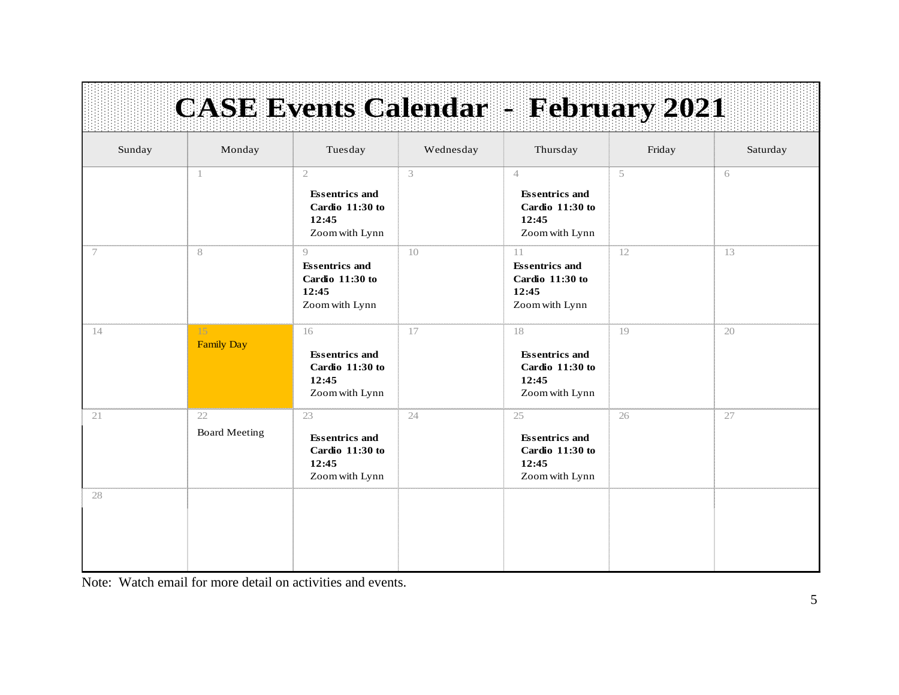# CASE Events Calendar - February 2021

| Sunday | Monday | Tuesday | Wednesday | Thursday | Friday | Saturday |
|---|---|---|---|---|---|---|
| | 1 | 2<br>**Essentrics and Cardio 11:30 to 12:45**<br>Zoom with Lynn | 3 | 4<br>**Essentrics and Cardio 11:30 to 12:45**<br>Zoom with Lynn | 5 | 6 |
| 7 | 8 | 9<br>**Essentrics and Cardio 11:30 to 12:45**<br>Zoom with Lynn | 10 | 11<br>**Essentrics and Cardio 11:30 to 12:45**<br>Zoom with Lynn | 12 | 13 |
| 14 | 15<br>Family Day | 16<br>**Essentrics and Cardio 11:30 to 12:45**<br>Zoom with Lynn | 17 | 18<br>**Essentrics and Cardio 11:30 to 12:45**<br>Zoom with Lynn | 19 | 20 |
| 21 | 22<br>Board Meeting | 23<br>**Essentrics and Cardio 11:30 to 12:45**<br>Zoom with Lynn | 24 | 25<br>**Essentrics and Cardio 11:30 to 12:45**<br>Zoom with Lynn | 26 | 27 |
| 28 | | | | | | |

Note: Watch email for more detail on activities and events.